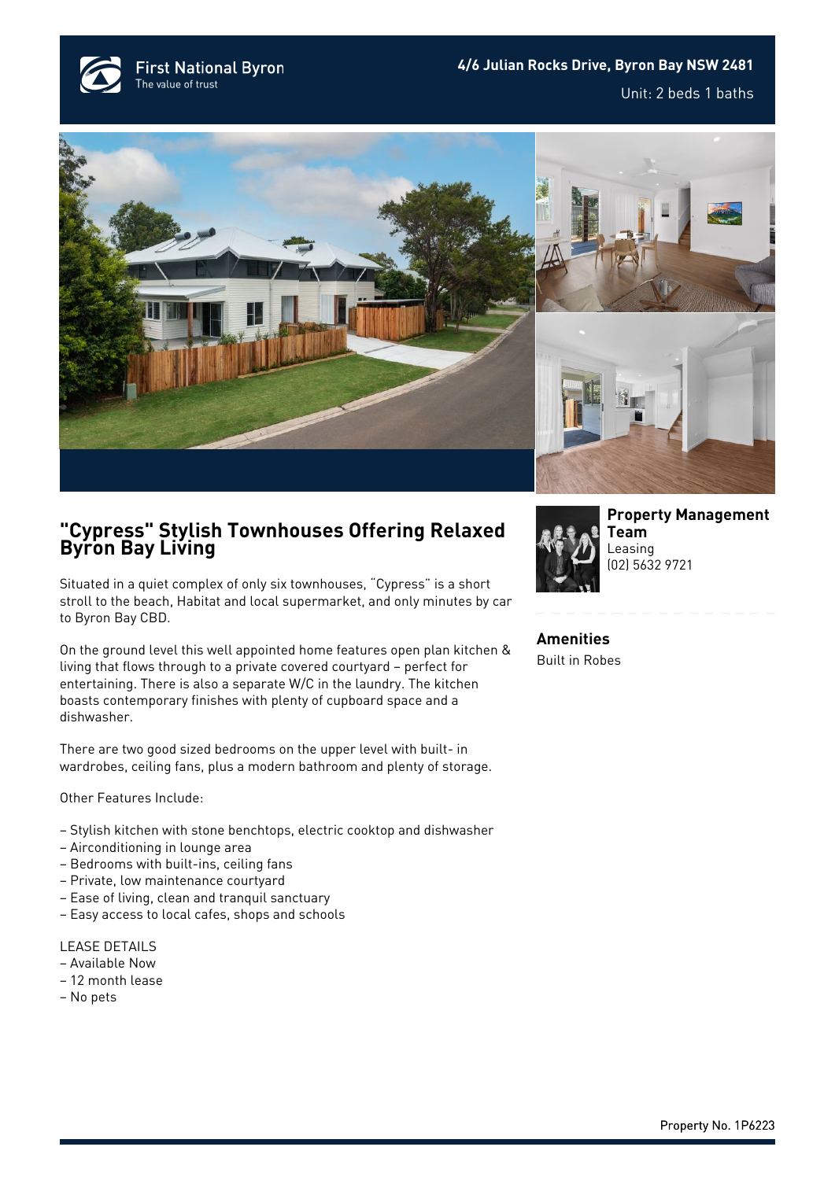First National Byron
The value of trust

**4/6 Julian Rocks Drive, Byron Bay NSW 2481**

Unit: 2 beds 1 baths

# "Cypress" Stylish Townhouses Offering Relaxed Byron Bay Living

Situated in a quiet complex of only six townhouses, "Cypress" is a short stroll to the beach, Habitat and local supermarket, and only minutes by car to Byron Bay CBD.

On the ground level this well appointed home features open plan kitchen & living that flows through to a private covered courtyard – perfect for entertaining. There is also a separate W/C in the laundry. The kitchen boasts contemporary finishes with plenty of cupboard space and a dishwasher.

There are two good sized bedrooms on the upper level with built- in wardrobes, ceiling fans, plus a modern bathroom and plenty of storage.

Other Features Include:

- Stylish kitchen with stone benchtops, electric cooktop and dishwasher
- Airconditioning in lounge area
- Bedrooms with built-ins, ceiling fans
- Private, low maintenance courtyard
- Ease of living, clean and tranquil sanctuary
- Easy access to local cafes, shops and schools

LEASE DETAILS
- Available Now
- 12 month lease
- No pets

**Property Management Team**
Leasing
(02) 5632 9721

## Amenities

Built in Robes

Property No. 1P6223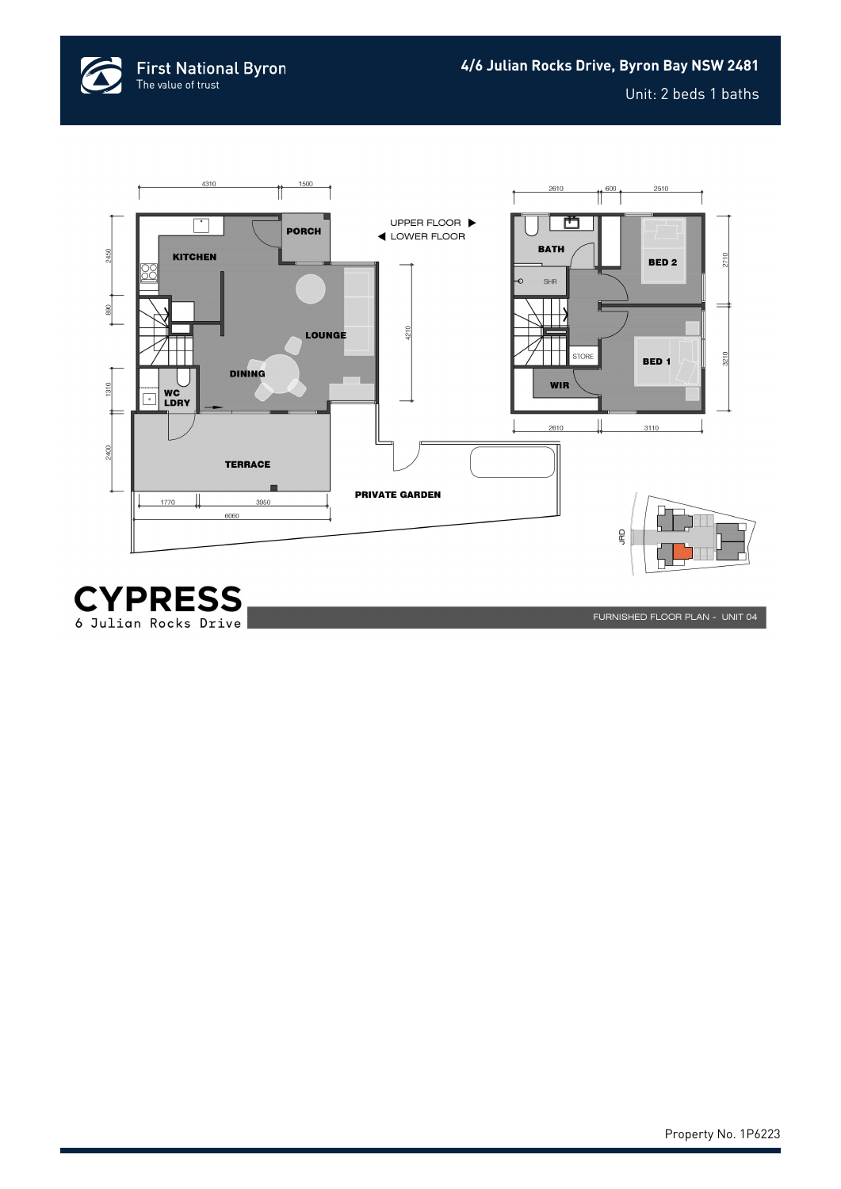First National Byron

The value of trust

**4/6 Julian Rocks Drive, Byron Bay NSW 2481**

Unit: 2 beds 1 baths

4310
1500
2450
890
1310
2400
KITCHEN
PORCH
LOUNGE
DINING
WC
LDRY
TERRACE
1770
3950
6060
4210
UPPER FLOOR ▶
◀ LOWER FLOOR
PRIVATE GARDEN

2610
600
2510
BATH
SHR
BED 2
2710
STORE
BED 1
WIR
3210
2610
3110

JRD

# CYPRESS

6 Julian Rocks Drive

FURNISHED FLOOR PLAN - UNIT 04

Property No. 1P6223